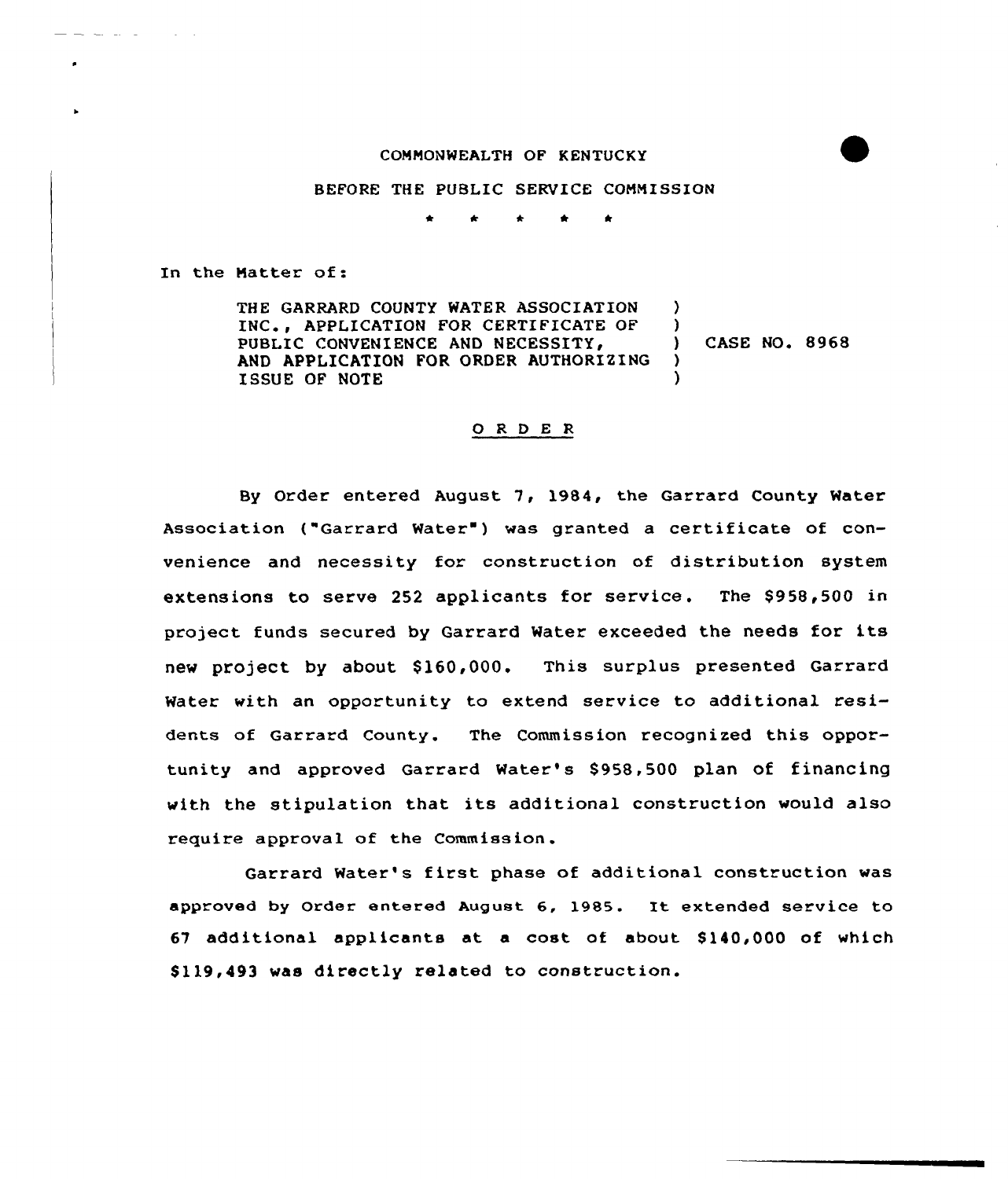COMMONWEALTH OF KENTUCKY

BEFORE THE PUBLIC SERVICE COMMISSION

\* \* \* \* \*

In the Matter of:

THE GARRARD COUNTY WATER ASSOCIATION INC., APPLICATION FOR CERTIFICATE OF PUBLIC CONVENIENCE AND NECESSITY, AND APPLICATION FOR ORDER AUTHORIZING ISSUE OF NOTE ) CASE NO. 8968

## O R D E R

By Order entered August 7, 1984, the Garrard County Water Association ("Garrard Water") was granted a certificate of convenience and necessity for construction of distribution system extensions to serve 252 applicants for service. The $958,500 in project funds secured by Garrard Water exceeded the needs for its new project by about $160,000. This surplus presented Garrard Water with an opportunity to extend service to additional residents of Garrard County. The Commission recognized this opportunity and approved Garrard Water's $958,500 plan of financing with the stipulation that its additional construction would also require approval of the Commission.

Garrard Water's first phase of additional construction was approved by Order entered August 6, 1985. It extended service to 67 additional applicants at a cost of about $140,000 of which $119,493 was directly related to construction.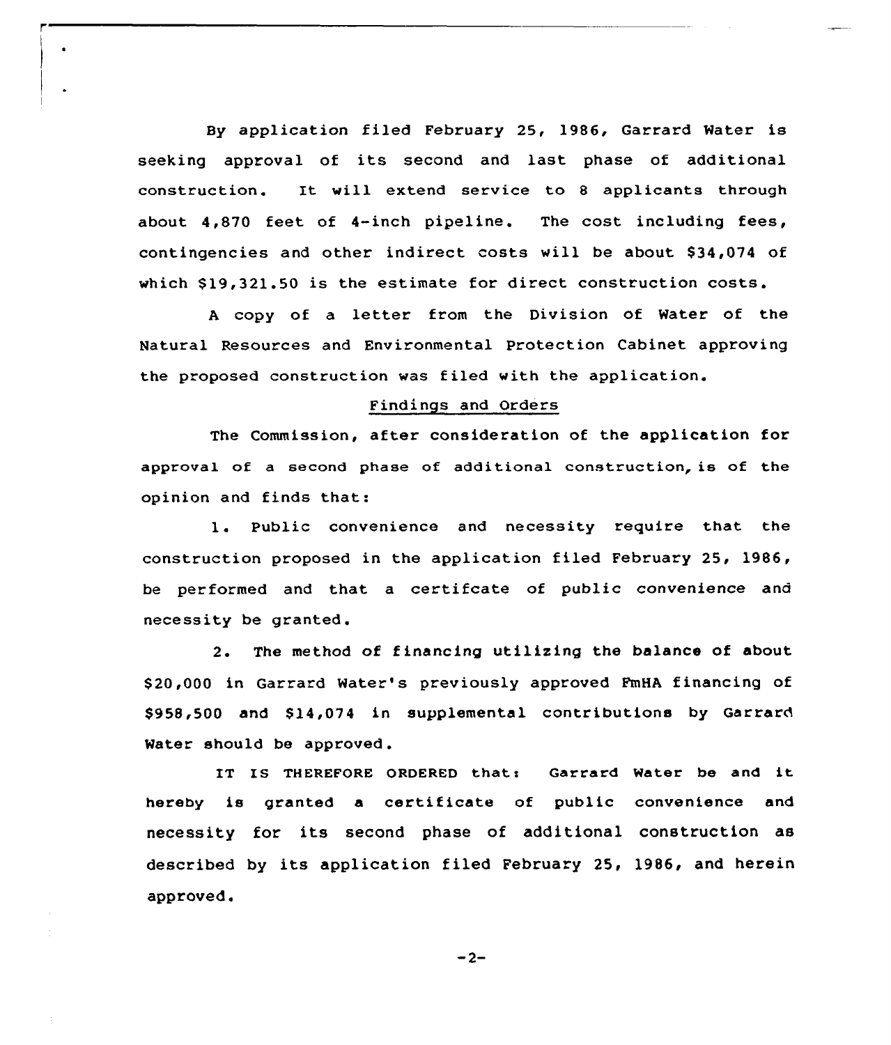By application filed February 25, 1986, Garrard Water is seeking approval of its second and last phase of additional construction. It will extend service to 8 applicants through about 4,870 feet of 4-inch pipeline. The cost including fees, contingencies and other indirect costs will be about $34,074 of which $19,321.50 is the estimate for direct construction costs.

A copy of a letter from the Division of Water of the Natural Resources and Environmental Protection Cabinet approving the proposed construction was filed with the application.

## Findings and Orders

The Commission, after consideration of the application for approval of a second phase of additional construction, is of the opinion and finds that:

1. Public convenience and necessity require that the construction proposed in the application filed February 25, 1986, be performed and that a certifcate of public convenience and necessity be granted.

2. The method of financing utilizing the balance of about $20,000 in Garrard Water's previously approved FmHA financing of $958,500 and $14,074 in supplemental contributions by Garrard Water should be approved.

IT IS THEREFORE ORDERED that: Garrard Water be and it hereby is granted a certificate of public convenience and necessity for its second phase of additional construction as described by its application filed February 25, 1986, and herein approved.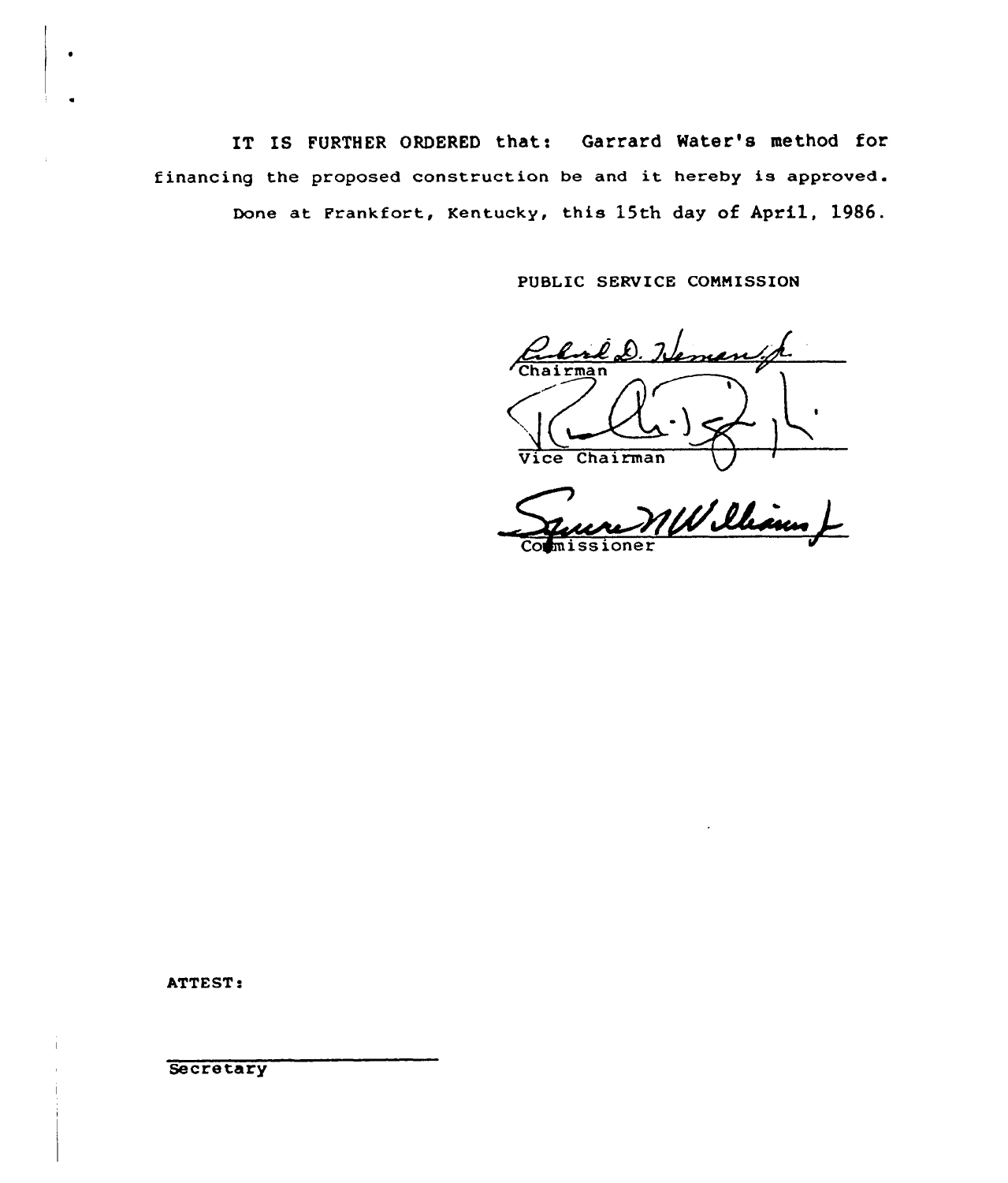IT IS FURTHER ORDERED that: Garrard Water's method for financing the proposed construction be and it hereby is approved.

Done at Frankfort, Kentucky, this 15th day of April, 1986.

PUBLIC SERVICE COMMISSION

Chairman

Vice Chairman

Commissioner

ATTEST:

Secretary